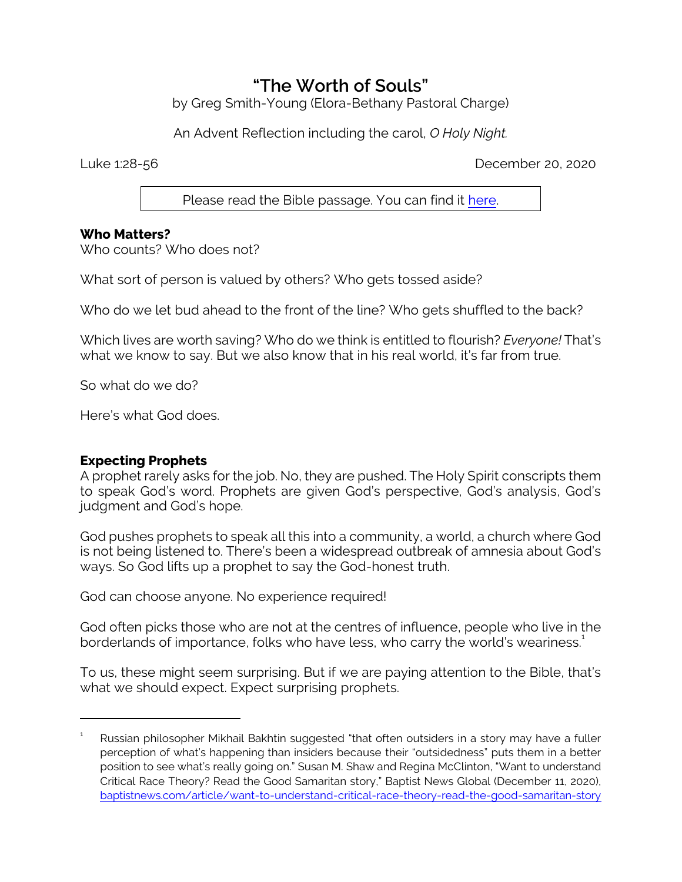# "The Worth of Souls"

by Greg Smith-Young (Elora-Bethany Pastoral Charge)

An Advent Reflection including the carol, *O Holy Night.*

Luke 1:28-56 December 20, 2020

Please read the Bible passage. You can find it [here](#).

**Who Matters?**

Who counts? Who does not?

What sort of person is valued by others? Who gets tossed aside?

Who do we let bud ahead to the front of the line? Who gets shuffled to the back?

Which lives are worth saving? Who do we think is entitled to flourish? *Everyone!* That's what we know to say. But we also know that in his real world, it's far from true.

So what do we do?

Here's what God does.

**Expecting Prophets**

A prophet rarely asks for the job. No, they are pushed. The Holy Spirit conscripts them to speak God's word. Prophets are given God's perspective, God's analysis, God's judgment and God's hope.

God pushes prophets to speak all this into a community, a world, a church where God is not being listened to. There's been a widespread outbreak of amnesia about God's ways. So God lifts up a prophet to say the God-honest truth.

God can choose anyone. No experience required!

God often picks those who are not at the centres of influence, people who live in the borderlands of importance, folks who have less, who carry the world's weariness.[1]

To us, these might seem surprising. But if we are paying attention to the Bible, that's what we should expect. Expect surprising prophets.

---

[1] Russian philosopher Mikhail Bakhtin suggested "that often outsiders in a story may have a fuller perception of what's happening than insiders because their "outsidedness" puts them in a better position to see what's really going on." Susan M. Shaw and Regina McClinton, "Want to understand Critical Race Theory? Read the Good Samaritan story," Baptist News Global (December 11, 2020), baptistnews.com/article/want-to-understand-critical-race-theory-read-the-good-samaritan-story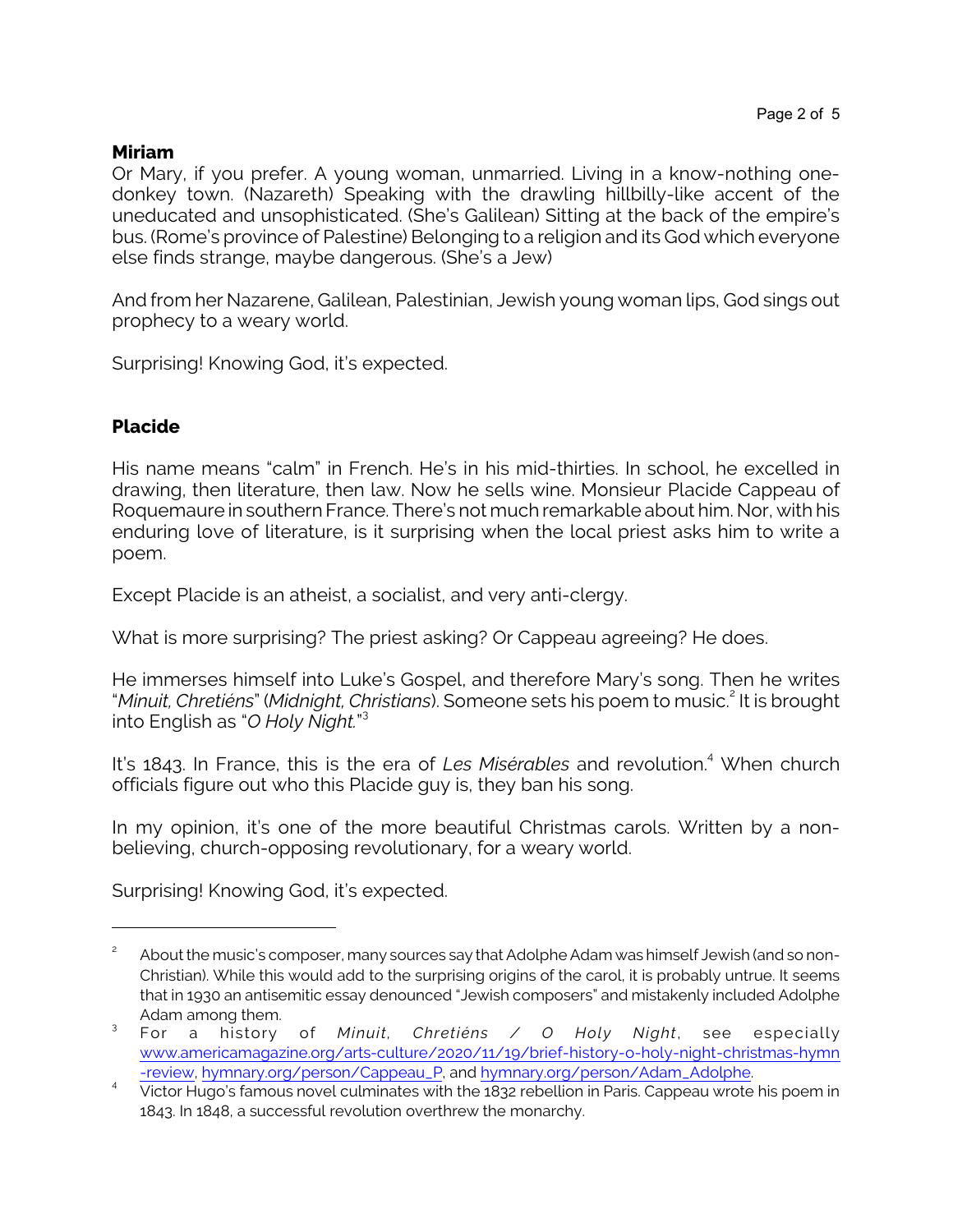**Miriam**

Or Mary, if you prefer. A young woman, unmarried. Living in a know-nothing one-donkey town. (Nazareth) Speaking with the drawling hillbilly-like accent of the uneducated and unsophisticated. (She's Galilean) Sitting at the back of the empire's bus. (Rome's province of Palestine) Belonging to a religion and its God which everyone else finds strange, maybe dangerous. (She's a Jew)

And from her Nazarene, Galilean, Palestinian, Jewish young woman lips, God sings out prophecy to a weary world.

Surprising! Knowing God, it's expected.

**Placide**

His name means "calm" in French. He's in his mid-thirties. In school, he excelled in drawing, then literature, then law. Now he sells wine. Monsieur Placide Cappeau of Roquemaure in southern France. There's not much remarkable about him. Nor, with his enduring love of literature, is it surprising when the local priest asks him to write a poem.

Except Placide is an atheist, a socialist, and very anti-clergy.

What is more surprising? The priest asking? Or Cappeau agreeing? He does.

He immerses himself into Luke's Gospel, and therefore Mary's song. Then he writes "*Minuit, Chretiéns*" (*Midnight, Christians*). Someone sets his poem to music.[2] It is brought into English as "*O Holy Night.*"[3]

It's 1843. In France, this is the era of *Les Misérables* and revolution.[4] When church officials figure out who this Placide guy is, they ban his song.

In my opinion, it's one of the more beautiful Christmas carols. Written by a non-believing, church-opposing revolutionary, for a weary world.

Surprising! Knowing God, it's expected.

---

[2] About the music's composer, many sources say that Adolphe Adam was himself Jewish (and so non-Christian). While this would add to the surprising origins of the carol, it is probably untrue. It seems that in 1930 an antisemitic essay denounced "Jewish composers" and mistakenly included Adolphe Adam among them.

[3] For a history of *Minuit, Chretiéns / O Holy Night*, see especially www.americamagazine.org/arts-culture/2020/11/19/brief-history-o-holy-night-christmas-hymn-review, hymnary.org/person/Cappeau_P, and hymnary.org/person/Adam_Adolphe.

[4] Victor Hugo's famous novel culminates with the 1832 rebellion in Paris. Cappeau wrote his poem in 1843. In 1848, a successful revolution overthrew the monarchy.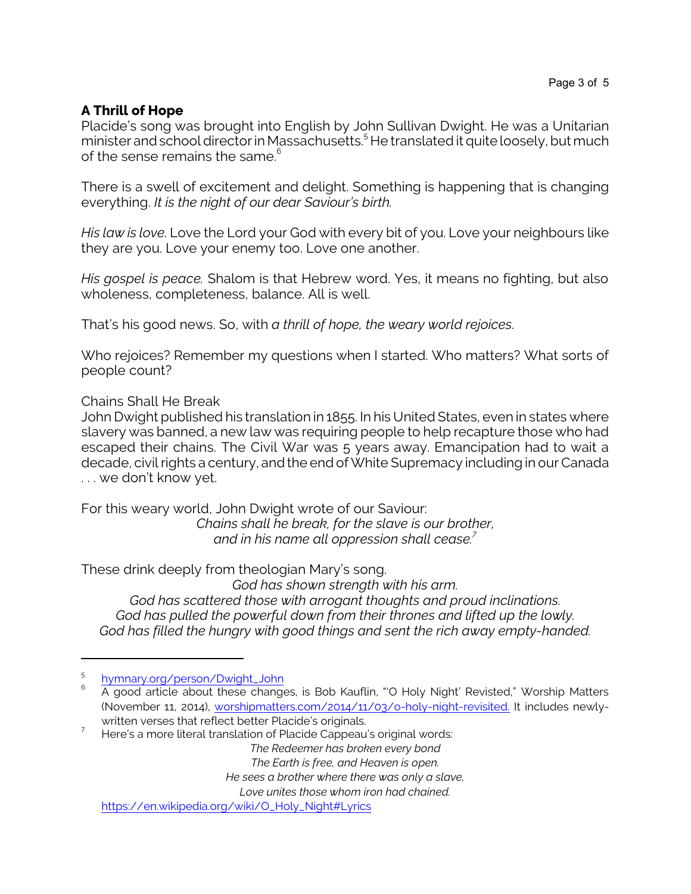**A Thrill of Hope**

Placide's song was brought into English by John Sullivan Dwight. He was a Unitarian minister and school director in Massachusetts.[5] He translated it quite loosely, but much of the sense remains the same.[6]

There is a swell of excitement and delight. Something is happening that is changing everything. *It is the night of our dear Saviour's birth.*

*His law is love*. Love the Lord your God with every bit of you. Love your neighbours like they are you. Love your enemy too. Love one another.

*His gospel is peace.* Shalom is that Hebrew word. Yes, it means no fighting, but also wholeness, completeness, balance. All is well.

That's his good news. So, with *a thrill of hope, the weary world rejoices*.

Who rejoices? Remember my questions when I started. Who matters? What sorts of people count?

Chains Shall He Break

John Dwight published his translation in 1855. In his United States, even in states where slavery was banned, a new law was requiring people to help recapture those who had escaped their chains. The Civil War was 5 years away. Emancipation had to wait a decade, civil rights a century, and the end of White Supremacy including in our Canada . . . we don't know yet.

For this weary world, John Dwight wrote of our Saviour:

*Chains shall he break, for the slave is our brother,*
*and in his name all oppression shall cease.*[7]

These drink deeply from theologian Mary's song.

*God has shown strength with his arm.*
*God has scattered those with arrogant thoughts and proud inclinations.*
*God has pulled the powerful down from their thrones and lifted up the lowly.*
*God has filled the hungry with good things and sent the rich away empty-handed.*

---

[5] hymnary.org/person/Dwight_John

[6] A good article about these changes, is Bob Kauflin, "'O Holy Night' Revisited," Worship Matters (November 11, 2014), worshipmatters.com/2014/11/03/o-holy-night-revisited. It includes newly-written verses that reflect better Placide's originals.

[7] Here's a more literal translation of Placide Cappeau's original words:

*The Redeemer has broken every bond*
*The Earth is free, and Heaven is open.*
*He sees a brother where there was only a slave,*
*Love unites those whom iron had chained.*

https://en.wikipedia.org/wiki/O_Holy_Night#Lyrics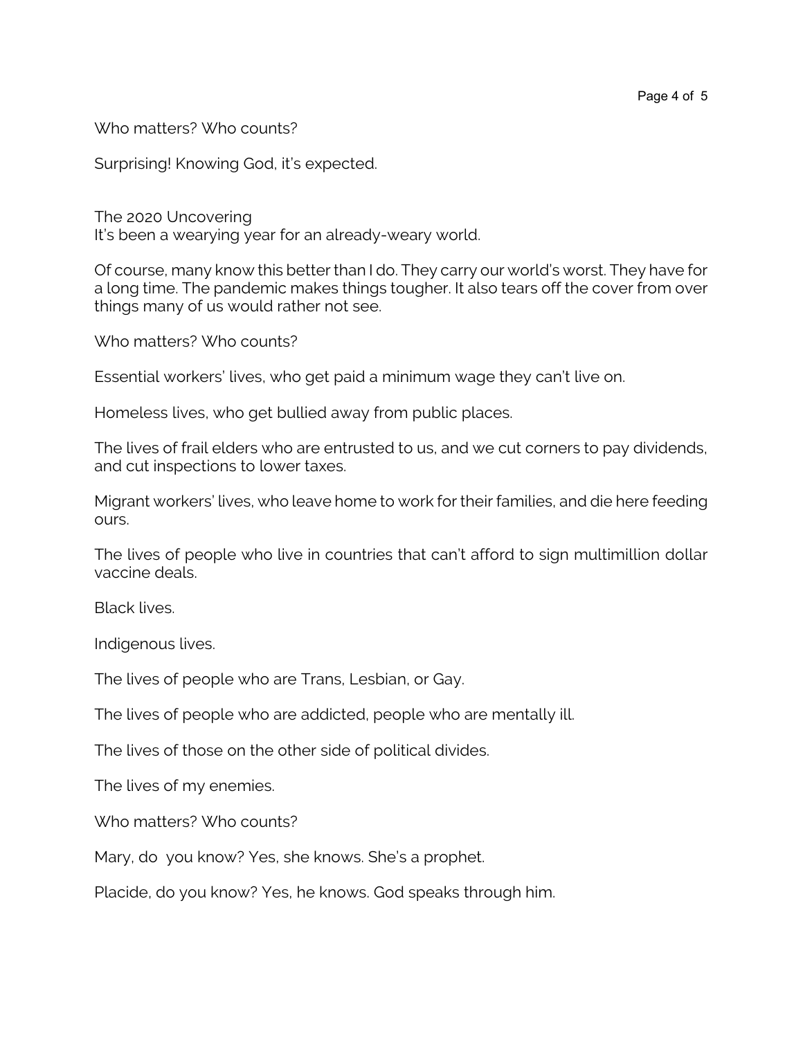Who matters? Who counts?

Surprising! Knowing God, it's expected.

## The 2020 Uncovering

It's been a wearying year for an already-weary world.

Of course, many know this better than I do. They carry our world's worst. They have for a long time. The pandemic makes things tougher. It also tears off the cover from over things many of us would rather not see.

Who matters? Who counts?

Essential workers' lives, who get paid a minimum wage they can't live on.

Homeless lives, who get bullied away from public places.

The lives of frail elders who are entrusted to us, and we cut corners to pay dividends, and cut inspections to lower taxes.

Migrant workers' lives, who leave home to work for their families, and die here feeding ours.

The lives of people who live in countries that can't afford to sign multimillion dollar vaccine deals.

Black lives.

Indigenous lives.

The lives of people who are Trans, Lesbian, or Gay.

The lives of people who are addicted, people who are mentally ill.

The lives of those on the other side of political divides.

The lives of my enemies.

Who matters? Who counts?

Mary, do you know? Yes, she knows. She's a prophet.

Placide, do you know? Yes, he knows. God speaks through him.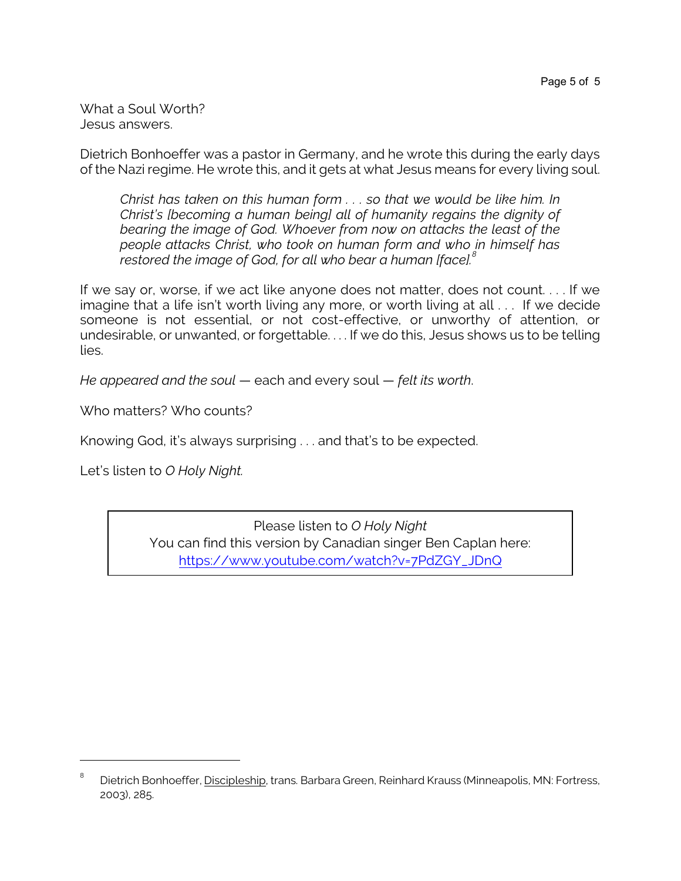What a Soul Worth?
Jesus answers.

Dietrich Bonhoeffer was a pastor in Germany, and he wrote this during the early days of the Nazi regime. He wrote this, and it gets at what Jesus means for every living soul.

> *Christ has taken on this human form . . . so that we would be like him. In Christ's [becoming a human being] all of humanity regains the dignity of bearing the image of God. Whoever from now on attacks the least of the people attacks Christ, who took on human form and who in himself has restored the image of God, for all who bear a human [face].*[8]

If we say or, worse, if we act like anyone does not matter, does not count. . . . If we imagine that a life isn't worth living any more, or worth living at all . . . If we decide someone is not essential, or not cost-effective, or unworthy of attention, or undesirable, or unwanted, or forgettable. . . . If we do this, Jesus shows us to be telling lies.

*He appeared and the soul* — each and every soul — *felt its worth*.

Who matters? Who counts?

Knowing God, it's always surprising . . . and that's to be expected.

Let's listen to *O Holy Night.*

> Please listen to *O Holy Night*
> You can find this version by Canadian singer Ben Caplan here:
> https://www.youtube.com/watch?v=7PdZGY_JDnQ

---

[8] Dietrich Bonhoeffer, Discipleship, trans. Barbara Green, Reinhard Krauss (Minneapolis, MN: Fortress, 2003), 285.